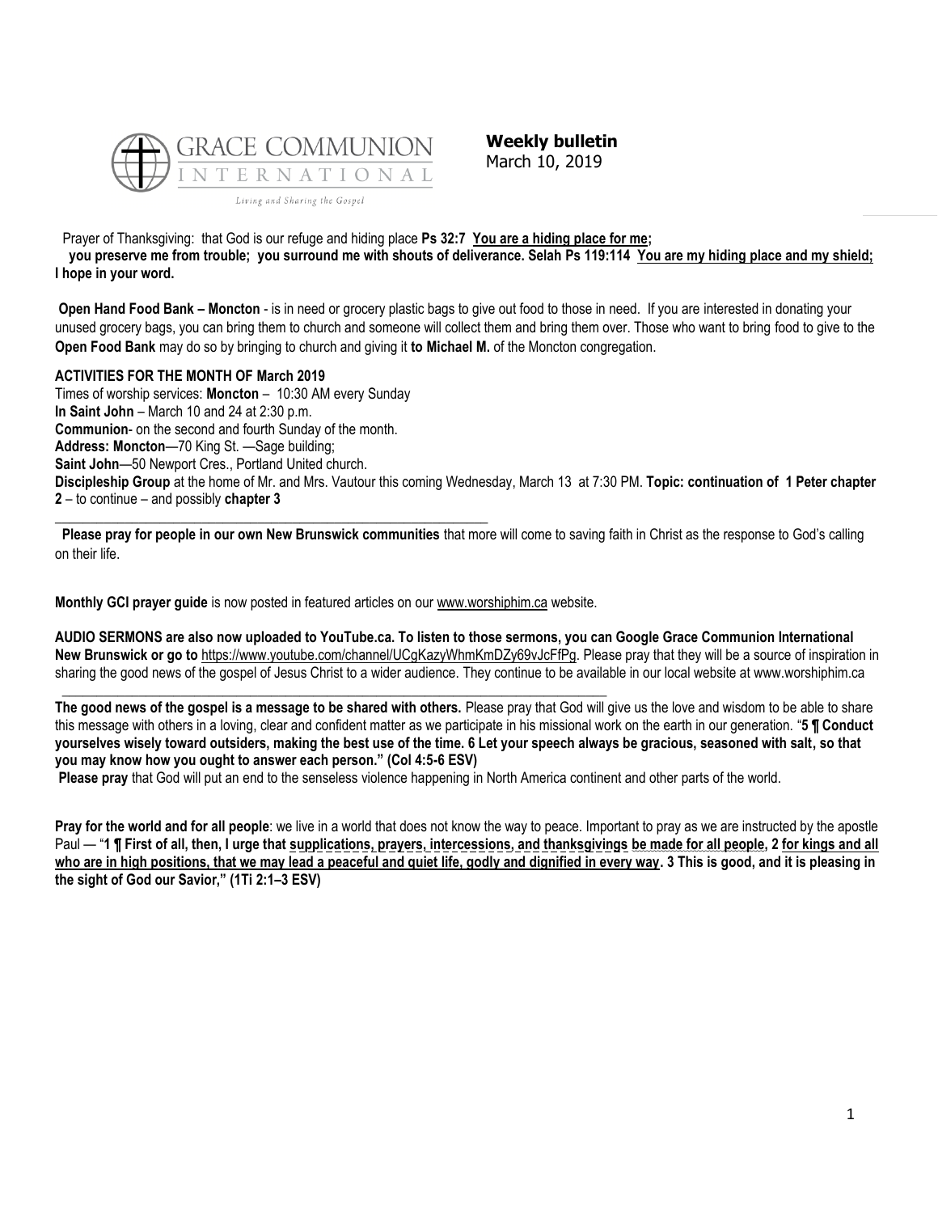GRACE COMMUNION INTERNATIONAL

*Living and Sharing the Gospel*

**Weekly bulletin**
March 10, 2019

Prayer of Thanksgiving: that God is our refuge and hiding place **Ps 32:7 You are a hiding place for me; you preserve me from trouble; you surround me with shouts of deliverance. Selah Ps 119:114 You are my hiding place and my shield; I hope in your word.**

**Open Hand Food Bank – Moncton** - is in need or grocery plastic bags to give out food to those in need. If you are interested in donating your unused grocery bags, you can bring them to church and someone will collect them and bring them over. Those who want to bring food to give to the **Open Food Bank** may do so by bringing to church and giving it **to Michael M.** of the Moncton congregation.

**ACTIVITIES FOR THE MONTH OF March 2019**

Times of worship services: **Moncton** – 10:30 AM every Sunday
**In Saint John** – March 10 and 24 at 2:30 p.m.
**Communion**- on the second and fourth Sunday of the month.
**Address: Moncton**—70 King St. —Sage building;
**Saint John**—50 Newport Cres., Portland United church.
**Discipleship Group** at the home of Mr. and Mrs. Vautour this coming Wednesday, March 13 at 7:30 PM. **Topic: continuation of 1 Peter chapter 2** – to continue – and possibly **chapter 3**

---

**Please pray for people in our own New Brunswick communities** that more will come to saving faith in Christ as the response to God's calling on their life.

**Monthly GCI prayer guide** is now posted in featured articles on our www.worshiphim.ca website.

**AUDIO SERMONS are also now uploaded to YouTube.ca. To listen to those sermons, you can Google Grace Communion International New Brunswick or go to** https://www.youtube.com/channel/UCgKazyWhmKmDZy69vJcFfPg. Please pray that they will be a source of inspiration in sharing the good news of the gospel of Jesus Christ to a wider audience. They continue to be available in our local website at www.worshiphim.ca

---

**The good news of the gospel is a message to be shared with others.** Please pray that God will give us the love and wisdom to be able to share this message with others in a loving, clear and confident matter as we participate in his missional work on the earth in our generation. "**5 ¶ Conduct yourselves wisely toward outsiders, making the best use of the time. 6 Let your speech always be gracious, seasoned with salt, so that you may know how you ought to answer each person." (Col 4:5-6 ESV)**

**Please pray** that God will put an end to the senseless violence happening in North America continent and other parts of the world.

**Pray for the world and for all people**: we live in a world that does not know the way to peace. Important to pray as we are instructed by the apostle Paul — "**1 ¶ First of all, then, I urge that supplications, prayers, intercessions, and thanksgivings be made for all people, 2 for kings and all who are in high positions, that we may lead a peaceful and quiet life, godly and dignified in every way. 3 This is good, and it is pleasing in the sight of God our Savior," (1Ti 2:1–3 ESV)**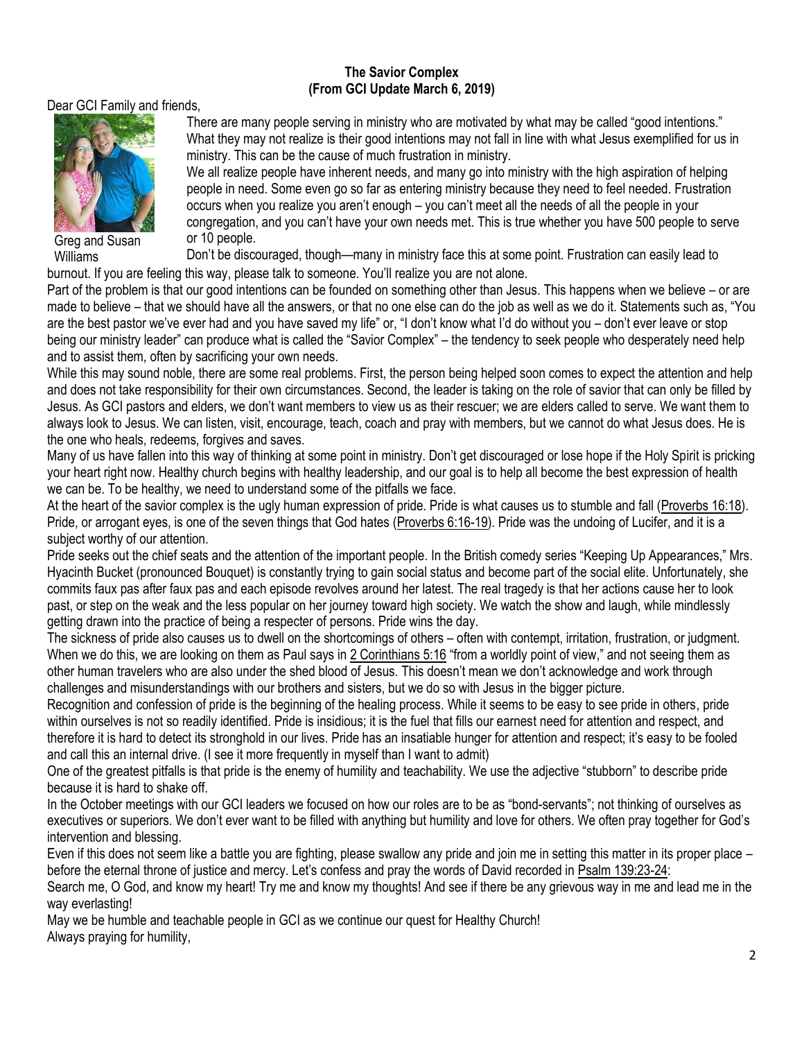**The Savior Complex**
**(From GCI Update March 6, 2019)**

Dear GCI Family and friends,

Greg and Susan Williams

There are many people serving in ministry who are motivated by what may be called "good intentions." What they may not realize is their good intentions may not fall in line with what Jesus exemplified for us in ministry. This can be the cause of much frustration in ministry.

We all realize people have inherent needs, and many go into ministry with the high aspiration of helping people in need. Some even go so far as entering ministry because they need to feel needed. Frustration occurs when you realize you aren't enough – you can't meet all the needs of all the people in your congregation, and you can't have your own needs met. This is true whether you have 500 people to serve or 10 people.

Don't be discouraged, though—many in ministry face this at some point. Frustration can easily lead to burnout. If you are feeling this way, please talk to someone. You'll realize you are not alone.

Part of the problem is that our good intentions can be founded on something other than Jesus. This happens when we believe – or are made to believe – that we should have all the answers, or that no one else can do the job as well as we do it. Statements such as, "You are the best pastor we've ever had and you have saved my life" or, "I don't know what I'd do without you – don't ever leave or stop being our ministry leader" can produce what is called the "Savior Complex" – the tendency to seek people who desperately need help and to assist them, often by sacrificing your own needs.

While this may sound noble, there are some real problems. First, the person being helped soon comes to expect the attention and help and does not take responsibility for their own circumstances. Second, the leader is taking on the role of savior that can only be filled by Jesus. As GCI pastors and elders, we don't want members to view us as their rescuer; we are elders called to serve. We want them to always look to Jesus. We can listen, visit, encourage, teach, coach and pray with members, but we cannot do what Jesus does. He is the one who heals, redeems, forgives and saves.

Many of us have fallen into this way of thinking at some point in ministry. Don't get discouraged or lose hope if the Holy Spirit is pricking your heart right now. Healthy church begins with healthy leadership, and our goal is to help all become the best expression of health we can be. To be healthy, we need to understand some of the pitfalls we face.

At the heart of the savior complex is the ugly human expression of pride. Pride is what causes us to stumble and fall (Proverbs 16:18). Pride, or arrogant eyes, is one of the seven things that God hates (Proverbs 6:16-19). Pride was the undoing of Lucifer, and it is a subject worthy of our attention.

Pride seeks out the chief seats and the attention of the important people. In the British comedy series "Keeping Up Appearances," Mrs. Hyacinth Bucket (pronounced Bouquet) is constantly trying to gain social status and become part of the social elite. Unfortunately, she commits faux pas after faux pas and each episode revolves around her latest. The real tragedy is that her actions cause her to look past, or step on the weak and the less popular on her journey toward high society. We watch the show and laugh, while mindlessly getting drawn into the practice of being a respecter of persons. Pride wins the day.

The sickness of pride also causes us to dwell on the shortcomings of others – often with contempt, irritation, frustration, or judgment. When we do this, we are looking on them as Paul says in 2 Corinthians 5:16 "from a worldly point of view," and not seeing them as other human travelers who are also under the shed blood of Jesus. This doesn't mean we don't acknowledge and work through challenges and misunderstandings with our brothers and sisters, but we do so with Jesus in the bigger picture.

Recognition and confession of pride is the beginning of the healing process. While it seems to be easy to see pride in others, pride within ourselves is not so readily identified. Pride is insidious; it is the fuel that fills our earnest need for attention and respect, and therefore it is hard to detect its stronghold in our lives. Pride has an insatiable hunger for attention and respect; it's easy to be fooled and call this an internal drive. (I see it more frequently in myself than I want to admit)

One of the greatest pitfalls is that pride is the enemy of humility and teachability. We use the adjective "stubborn" to describe pride because it is hard to shake off.

In the October meetings with our GCI leaders we focused on how our roles are to be as "bond-servants"; not thinking of ourselves as executives or superiors. We don't ever want to be filled with anything but humility and love for others. We often pray together for God's intervention and blessing.

Even if this does not seem like a battle you are fighting, please swallow any pride and join me in setting this matter in its proper place – before the eternal throne of justice and mercy. Let's confess and pray the words of David recorded in Psalm 139:23-24:

Search me, O God, and know my heart! Try me and know my thoughts! And see if there be any grievous way in me and lead me in the way everlasting!

May we be humble and teachable people in GCI as we continue our quest for Healthy Church!

Always praying for humility,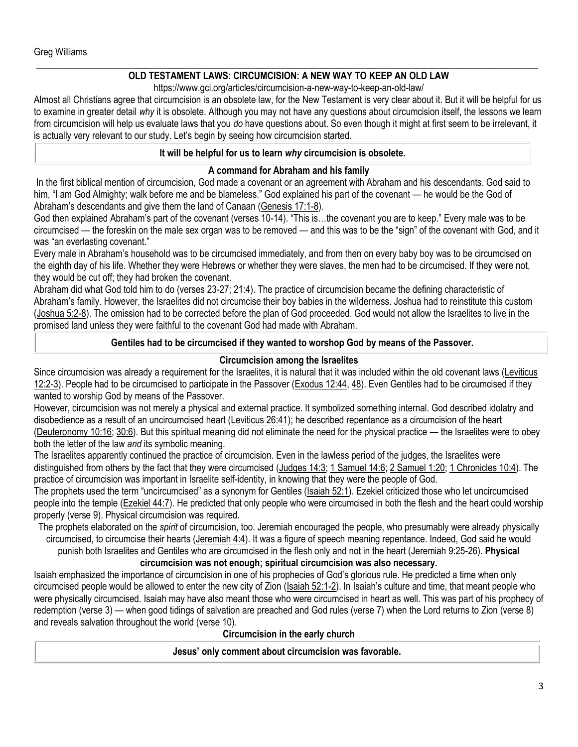Greg Williams

## OLD TESTAMENT LAWS: CIRCUMCISION: A NEW WAY TO KEEP AN OLD LAW

https://www.gci.org/articles/circumcision-a-new-way-to-keep-an-old-law/

Almost all Christians agree that circumcision is an obsolete law, for the New Testament is very clear about it. But it will be helpful for us to examine in greater detail *why* it is obsolete. Although you may not have any questions about circumcision itself, the lessons we learn from circumcision will help us evaluate laws that you *do* have questions about. So even though it might at first seem to be irrelevant, it is actually very relevant to our study. Let's begin by seeing how circumcision started.

> **It will be helpful for us to learn *why* circumcision is obsolete.**

### A command for Abraham and his family

In the first biblical mention of circumcision, God made a covenant or an agreement with Abraham and his descendants. God said to him, "I am God Almighty; walk before me and be blameless." God explained his part of the covenant — he would be the God of Abraham's descendants and give them the land of Canaan (Genesis 17:1-8).

God then explained Abraham's part of the covenant (verses 10-14). "This is…the covenant you are to keep." Every male was to be circumcised — the foreskin on the male sex organ was to be removed — and this was to be the "sign" of the covenant with God, and it was "an everlasting covenant."

Every male in Abraham's household was to be circumcised immediately, and from then on every baby boy was to be circumcised on the eighth day of his life. Whether they were Hebrews or whether they were slaves, the men had to be circumcised. If they were not, they would be cut off; they had broken the covenant.

Abraham did what God told him to do (verses 23-27; 21:4). The practice of circumcision became the defining characteristic of Abraham's family. However, the Israelites did not circumcise their boy babies in the wilderness. Joshua had to reinstitute this custom (Joshua 5:2-8). The omission had to be corrected before the plan of God proceeded. God would not allow the Israelites to live in the promised land unless they were faithful to the covenant God had made with Abraham.

> **Gentiles had to be circumcised if they wanted to worshop God by means of the Passover.**

### Circumcision among the Israelites

Since circumcision was already a requirement for the Israelites, it is natural that it was included within the old covenant laws (Leviticus 12:2-3). People had to be circumcised to participate in the Passover (Exodus 12:44, 48). Even Gentiles had to be circumcised if they wanted to worship God by means of the Passover.

However, circumcision was not merely a physical and external practice. It symbolized something internal. God described idolatry and disobedience as a result of an uncircumcised heart (Leviticus 26:41); he described repentance as a circumcision of the heart (Deuteronomy 10:16; 30:6). But this spiritual meaning did not eliminate the need for the physical practice — the Israelites were to obey both the letter of the law *and* its symbolic meaning.

The Israelites apparently continued the practice of circumcision. Even in the lawless period of the judges, the Israelites were distinguished from others by the fact that they were circumcised (Judges 14:3; 1 Samuel 14:6; 2 Samuel 1:20; 1 Chronicles 10:4). The practice of circumcision was important in Israelite self-identity, in knowing that they were the people of God.

The prophets used the term "uncircumcised" as a synonym for Gentiles (Isaiah 52:1). Ezekiel criticized those who let uncircumcised people into the temple (Ezekiel 44:7). He predicted that only people who were circumcised in both the flesh and the heart could worship properly (verse 9). Physical circumcision was required.

The prophets elaborated on the *spirit* of circumcision, too. Jeremiah encouraged the people, who presumably were already physically circumcised, to circumcise their hearts (Jeremiah 4:4). It was a figure of speech meaning repentance. Indeed, God said he would punish both Israelites and Gentiles who are circumcised in the flesh only and not in the heart (Jeremiah 9:25-26). **Physical circumcision was not enough; spiritual circumcision was also necessary.**

Isaiah emphasized the importance of circumcision in one of his prophecies of God's glorious rule. He predicted a time when only circumcised people would be allowed to enter the new city of Zion (Isaiah 52:1-2). In Isaiah's culture and time, that meant people who were physically circumcised. Isaiah may have also meant those who were circumcised in heart as well. This was part of his prophecy of redemption (verse 3) — when good tidings of salvation are preached and God rules (verse 7) when the Lord returns to Zion (verse 8) and reveals salvation throughout the world (verse 10).

### Circumcision in the early church

> **Jesus' only comment about circumcision was favorable.**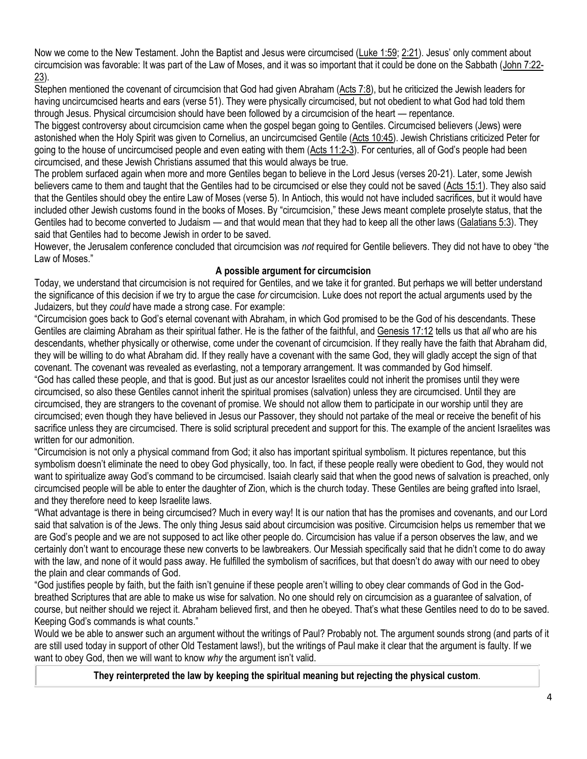Now we come to the New Testament. John the Baptist and Jesus were circumcised (Luke 1:59; 2:21). Jesus' only comment about circumcision was favorable: It was part of the Law of Moses, and it was so important that it could be done on the Sabbath (John 7:22-23).

Stephen mentioned the covenant of circumcision that God had given Abraham (Acts 7:8), but he criticized the Jewish leaders for having uncircumcised hearts and ears (verse 51). They were physically circumcised, but not obedient to what God had told them through Jesus. Physical circumcision should have been followed by a circumcision of the heart — repentance.

The biggest controversy about circumcision came when the gospel began going to Gentiles. Circumcised believers (Jews) were astonished when the Holy Spirit was given to Cornelius, an uncircumcised Gentile (Acts 10:45). Jewish Christians criticized Peter for going to the house of uncircumcised people and even eating with them (Acts 11:2-3). For centuries, all of God's people had been circumcised, and these Jewish Christians assumed that this would always be true.

The problem surfaced again when more and more Gentiles began to believe in the Lord Jesus (verses 20-21). Later, some Jewish believers came to them and taught that the Gentiles had to be circumcised or else they could not be saved (Acts 15:1). They also said that the Gentiles should obey the entire Law of Moses (verse 5). In Antioch, this would not have included sacrifices, but it would have included other Jewish customs found in the books of Moses. By "circumcision," these Jews meant complete proselyte status, that the Gentiles had to become converted to Judaism — and that would mean that they had to keep all the other laws (Galatians 5:3). They said that Gentiles had to become Jewish in order to be saved.

However, the Jerusalem conference concluded that circumcision was *not* required for Gentile believers. They did not have to obey "the Law of Moses."

**A possible argument for circumcision**

Today, we understand that circumcision is not required for Gentiles, and we take it for granted. But perhaps we will better understand the significance of this decision if we try to argue the case *for* circumcision. Luke does not report the actual arguments used by the Judaizers, but they *could* have made a strong case. For example:

"Circumcision goes back to God's eternal covenant with Abraham, in which God promised to be the God of his descendants. These Gentiles are claiming Abraham as their spiritual father. He is the father of the faithful, and Genesis 17:12 tells us that *all* who are his descendants, whether physically or otherwise, come under the covenant of circumcision. If they really have the faith that Abraham did, they will be willing to do what Abraham did. If they really have a covenant with the same God, they will gladly accept the sign of that covenant. The covenant was revealed as everlasting, not a temporary arrangement. It was commanded by God himself.

"God has called these people, and that is good. But just as our ancestor Israelites could not inherit the promises until they were circumcised, so also these Gentiles cannot inherit the spiritual promises (salvation) unless they are circumcised. Until they are circumcised, they are strangers to the covenant of promise. We should not allow them to participate in our worship until they are circumcised; even though they have believed in Jesus our Passover, they should not partake of the meal or receive the benefit of his sacrifice unless they are circumcised. There is solid scriptural precedent and support for this. The example of the ancient Israelites was written for our admonition.

"Circumcision is not only a physical command from God; it also has important spiritual symbolism. It pictures repentance, but this symbolism doesn't eliminate the need to obey God physically, too. In fact, if these people really were obedient to God, they would not want to spiritualize away God's command to be circumcised. Isaiah clearly said that when the good news of salvation is preached, only circumcised people will be able to enter the daughter of Zion, which is the church today. These Gentiles are being grafted into Israel, and they therefore need to keep Israelite laws.

"What advantage is there in being circumcised? Much in every way! It is our nation that has the promises and covenants, and our Lord said that salvation is of the Jews. The only thing Jesus said about circumcision was positive. Circumcision helps us remember that we are God's people and we are not supposed to act like other people do. Circumcision has value if a person observes the law, and we certainly don't want to encourage these new converts to be lawbreakers. Our Messiah specifically said that he didn't come to do away with the law, and none of it would pass away. He fulfilled the symbolism of sacrifices, but that doesn't do away with our need to obey the plain and clear commands of God.

"God justifies people by faith, but the faith isn't genuine if these people aren't willing to obey clear commands of God in the God-breathed Scriptures that are able to make us wise for salvation. No one should rely on circumcision as a guarantee of salvation, of course, but neither should we reject it. Abraham believed first, and then he obeyed. That's what these Gentiles need to do to be saved. Keeping God's commands is what counts."

Would we be able to answer such an argument without the writings of Paul? Probably not. The argument sounds strong (and parts of it are still used today in support of other Old Testament laws!), but the writings of Paul make it clear that the argument is faulty. If we want to obey God, then we will want to know *why* the argument isn't valid.

**They reinterpreted the law by keeping the spiritual meaning but rejecting the physical custom**.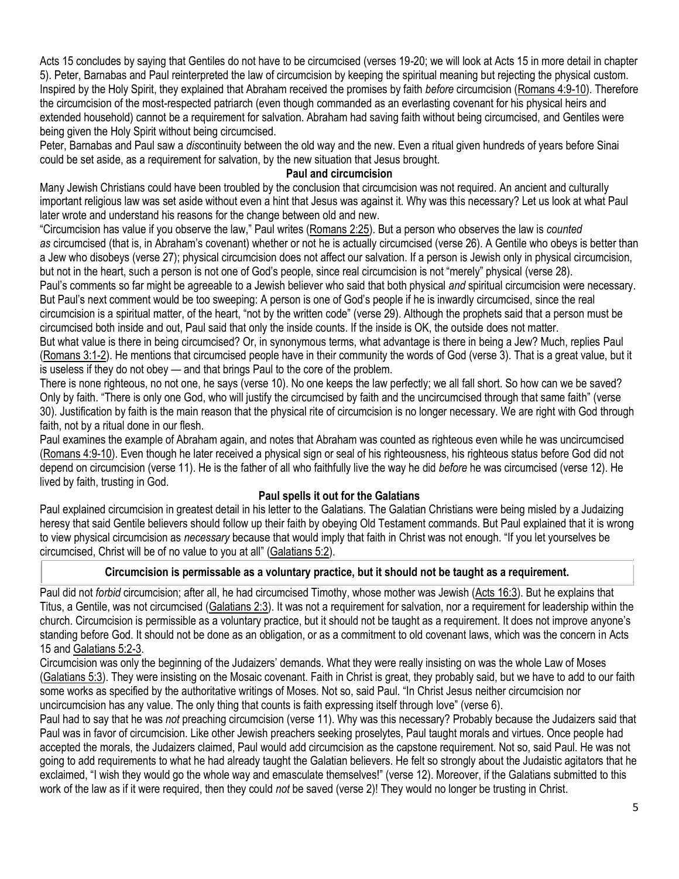Acts 15 concludes by saying that Gentiles do not have to be circumcised (verses 19-20; we will look at Acts 15 in more detail in chapter 5). Peter, Barnabas and Paul reinterpreted the law of circumcision by keeping the spiritual meaning but rejecting the physical custom. Inspired by the Holy Spirit, they explained that Abraham received the promises by faith *before* circumcision (Romans 4:9-10). Therefore the circumcision of the most-respected patriarch (even though commanded as an everlasting covenant for his physical heirs and extended household) cannot be a requirement for salvation. Abraham had saving faith without being circumcised, and Gentiles were being given the Holy Spirit without being circumcised.

Peter, Barnabas and Paul saw a *dis*continuity between the old way and the new. Even a ritual given hundreds of years before Sinai could be set aside, as a requirement for salvation, by the new situation that Jesus brought.

### Paul and circumcision

Many Jewish Christians could have been troubled by the conclusion that circumcision was not required. An ancient and culturally important religious law was set aside without even a hint that Jesus was against it. Why was this necessary? Let us look at what Paul later wrote and understand his reasons for the change between old and new.

"Circumcision has value if you observe the law," Paul writes (Romans 2:25). But a person who observes the law is *counted as* circumcised (that is, in Abraham's covenant) whether or not he is actually circumcised (verse 26). A Gentile who obeys is better than a Jew who disobeys (verse 27); physical circumcision does not affect our salvation. If a person is Jewish only in physical circumcision, but not in the heart, such a person is not one of God's people, since real circumcision is not "merely" physical (verse 28).

Paul's comments so far might be agreeable to a Jewish believer who said that both physical *and* spiritual circumcision were necessary. But Paul's next comment would be too sweeping: A person is one of God's people if he is inwardly circumcised, since the real circumcision is a spiritual matter, of the heart, "not by the written code" (verse 29). Although the prophets said that a person must be circumcised both inside and out, Paul said that only the inside counts. If the inside is OK, the outside does not matter.

But what value is there in being circumcised? Or, in synonymous terms, what advantage is there in being a Jew? Much, replies Paul (Romans 3:1-2). He mentions that circumcised people have in their community the words of God (verse 3). That is a great value, but it is useless if they do not obey — and that brings Paul to the core of the problem.

There is none righteous, no not one, he says (verse 10). No one keeps the law perfectly; we all fall short. So how can we be saved? Only by faith. "There is only one God, who will justify the circumcised by faith and the uncircumcised through that same faith" (verse 30). Justification by faith is the main reason that the physical rite of circumcision is no longer necessary. We are right with God through faith, not by a ritual done in our flesh.

Paul examines the example of Abraham again, and notes that Abraham was counted as righteous even while he was uncircumcised (Romans 4:9-10). Even though he later received a physical sign or seal of his righteousness, his righteous status before God did not depend on circumcision (verse 11). He is the father of all who faithfully live the way he did *before* he was circumcised (verse 12). He lived by faith, trusting in God.

### Paul spells it out for the Galatians

Paul explained circumcision in greatest detail in his letter to the Galatians. The Galatian Christians were being misled by a Judaizing heresy that said Gentile believers should follow up their faith by obeying Old Testament commands. But Paul explained that it is wrong to view physical circumcision as *necessary* because that would imply that faith in Christ was not enough. "If you let yourselves be circumcised, Christ will be of no value to you at all" (Galatians 5:2).

**Circumcision is permissable as a voluntary practice, but it should not be taught as a requirement.**

Paul did not *forbid* circumcision; after all, he had circumcised Timothy, whose mother was Jewish (Acts 16:3). But he explains that Titus, a Gentile, was not circumcised (Galatians 2:3). It was not a requirement for salvation, nor a requirement for leadership within the church. Circumcision is permissible as a voluntary practice, but it should not be taught as a requirement. It does not improve anyone's standing before God. It should not be done as an obligation, or as a commitment to old covenant laws, which was the concern in Acts 15 and Galatians 5:2-3.

Circumcision was only the beginning of the Judaizers' demands. What they were really insisting on was the whole Law of Moses (Galatians 5:3). They were insisting on the Mosaic covenant. Faith in Christ is great, they probably said, but we have to add to our faith some works as specified by the authoritative writings of Moses. Not so, said Paul. "In Christ Jesus neither circumcision nor uncircumcision has any value. The only thing that counts is faith expressing itself through love" (verse 6).

Paul had to say that he was *not* preaching circumcision (verse 11). Why was this necessary? Probably because the Judaizers said that Paul was in favor of circumcision. Like other Jewish preachers seeking proselytes, Paul taught morals and virtues. Once people had accepted the morals, the Judaizers claimed, Paul would add circumcision as the capstone requirement. Not so, said Paul. He was not going to add requirements to what he had already taught the Galatian believers. He felt so strongly about the Judaistic agitators that he exclaimed, "I wish they would go the whole way and emasculate themselves!" (verse 12). Moreover, if the Galatians submitted to this work of the law as if it were required, then they could *not* be saved (verse 2)! They would no longer be trusting in Christ.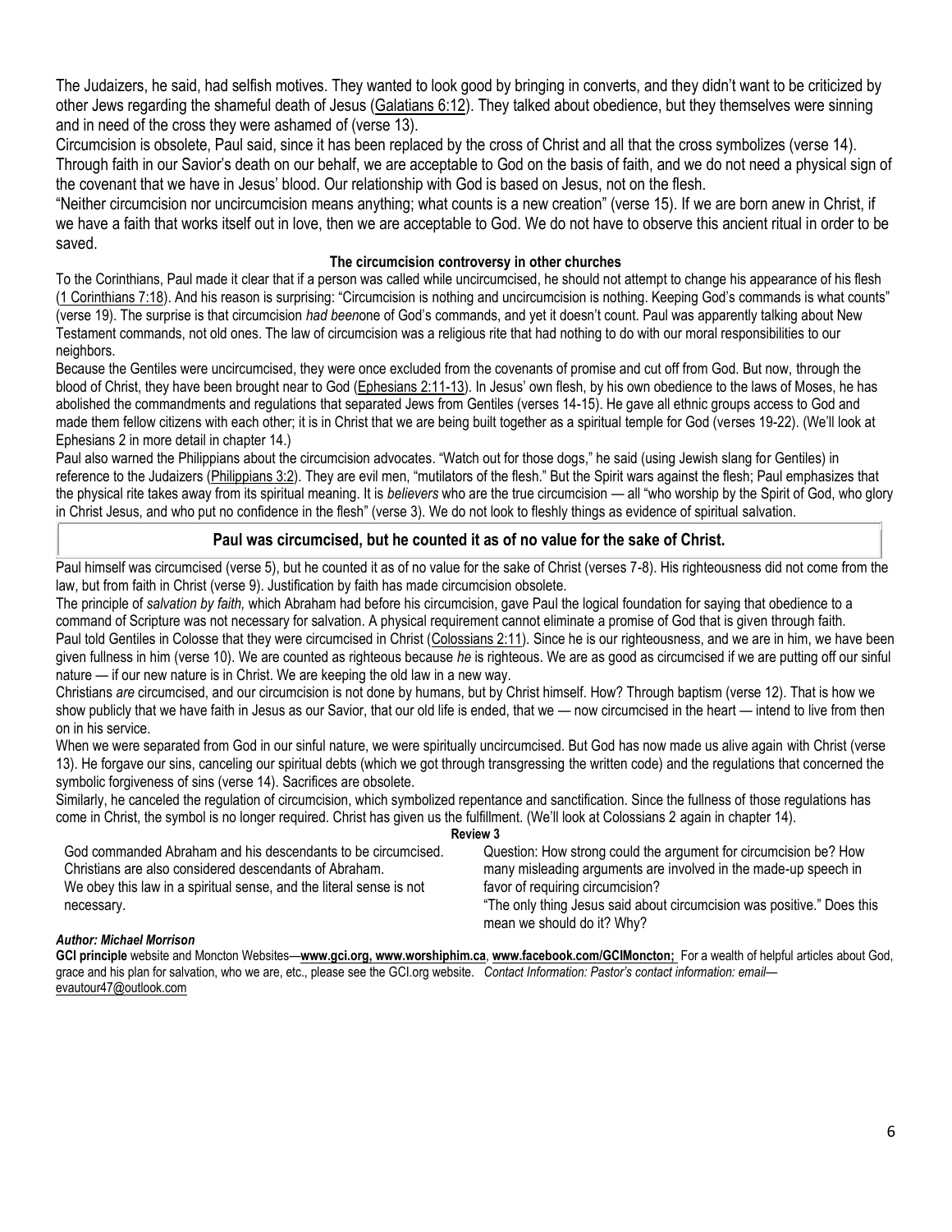The Judaizers, he said, had selfish motives. They wanted to look good by bringing in converts, and they didn't want to be criticized by other Jews regarding the shameful death of Jesus (Galatians 6:12). They talked about obedience, but they themselves were sinning and in need of the cross they were ashamed of (verse 13).

Circumcision is obsolete, Paul said, since it has been replaced by the cross of Christ and all that the cross symbolizes (verse 14). Through faith in our Savior's death on our behalf, we are acceptable to God on the basis of faith, and we do not need a physical sign of the covenant that we have in Jesus' blood. Our relationship with God is based on Jesus, not on the flesh.

"Neither circumcision nor uncircumcision means anything; what counts is a new creation" (verse 15). If we are born anew in Christ, if we have a faith that works itself out in love, then we are acceptable to God. We do not have to observe this ancient ritual in order to be saved.

**The circumcision controversy in other churches**

To the Corinthians, Paul made it clear that if a person was called while uncircumcised, he should not attempt to change his appearance of his flesh (1 Corinthians 7:18). And his reason is surprising: "Circumcision is nothing and uncircumcision is nothing. Keeping God's commands is what counts" (verse 19). The surprise is that circumcision *had been*one of God's commands, and yet it doesn't count. Paul was apparently talking about New Testament commands, not old ones. The law of circumcision was a religious rite that had nothing to do with our moral responsibilities to our neighbors.

Because the Gentiles were uncircumcised, they were once excluded from the covenants of promise and cut off from God. But now, through the blood of Christ, they have been brought near to God (Ephesians 2:11-13). In Jesus' own flesh, by his own obedience to the laws of Moses, he has abolished the commandments and regulations that separated Jews from Gentiles (verses 14-15). He gave all ethnic groups access to God and made them fellow citizens with each other; it is in Christ that we are being built together as a spiritual temple for God (verses 19-22). (We'll look at Ephesians 2 in more detail in chapter 14.)

Paul also warned the Philippians about the circumcision advocates. "Watch out for those dogs," he said (using Jewish slang for Gentiles) in reference to the Judaizers (Philippians 3:2). They are evil men, "mutilators of the flesh." But the Spirit wars against the flesh; Paul emphasizes that the physical rite takes away from its spiritual meaning. It is *believers* who are the true circumcision — all "who worship by the Spirit of God, who glory in Christ Jesus, and who put no confidence in the flesh" (verse 3). We do not look to fleshly things as evidence of spiritual salvation.

**Paul was circumcised, but he counted it as of no value for the sake of Christ.**

Paul himself was circumcised (verse 5), but he counted it as of no value for the sake of Christ (verses 7-8). His righteousness did not come from the law, but from faith in Christ (verse 9). Justification by faith has made circumcision obsolete.

The principle of *salvation by faith,* which Abraham had before his circumcision, gave Paul the logical foundation for saying that obedience to a command of Scripture was not necessary for salvation. A physical requirement cannot eliminate a promise of God that is given through faith.

Paul told Gentiles in Colosse that they were circumcised in Christ (Colossians 2:11). Since he is our righteousness, and we are in him, we have been given fullness in him (verse 10). We are counted as righteous because *he* is righteous. We are as good as circumcised if we are putting off our sinful nature — if our new nature is in Christ. We are keeping the old law in a new way.

Christians *are* circumcised, and our circumcision is not done by humans, but by Christ himself. How? Through baptism (verse 12). That is how we show publicly that we have faith in Jesus as our Savior, that our old life is ended, that we — now circumcised in the heart — intend to live from then on in his service.

When we were separated from God in our sinful nature, we were spiritually uncircumcised. But God has now made us alive again with Christ (verse 13). He forgave our sins, canceling our spiritual debts (which we got through transgressing the written code) and the regulations that concerned the symbolic forgiveness of sins (verse 14). Sacrifices are obsolete.

Similarly, he canceled the regulation of circumcision, which symbolized repentance and sanctification. Since the fullness of those regulations has come in Christ, the symbol is no longer required. Christ has given us the fulfillment. (We'll look at Colossians 2 again in chapter 14).

**Review 3**

God commanded Abraham and his descendants to be circumcised. Christians are also considered descendants of Abraham.
We obey this law in a spiritual sense, and the literal sense is not necessary.

Question: How strong could the argument for circumcision be? How many misleading arguments are involved in the made-up speech in favor of requiring circumcision?
"The only thing Jesus said about circumcision was positive." Does this mean we should do it? Why?

***Author: Michael Morrison***

**GCI principle** website and Moncton Websites—**www.gci.org, www.worshiphim.ca**, **www.facebook.com/GCIMoncton;** For a wealth of helpful articles about God, grace and his plan for salvation, who we are, etc., please see the GCI.org website. *Contact Information: Pastor's contact information: email—* evautour47@outlook.com